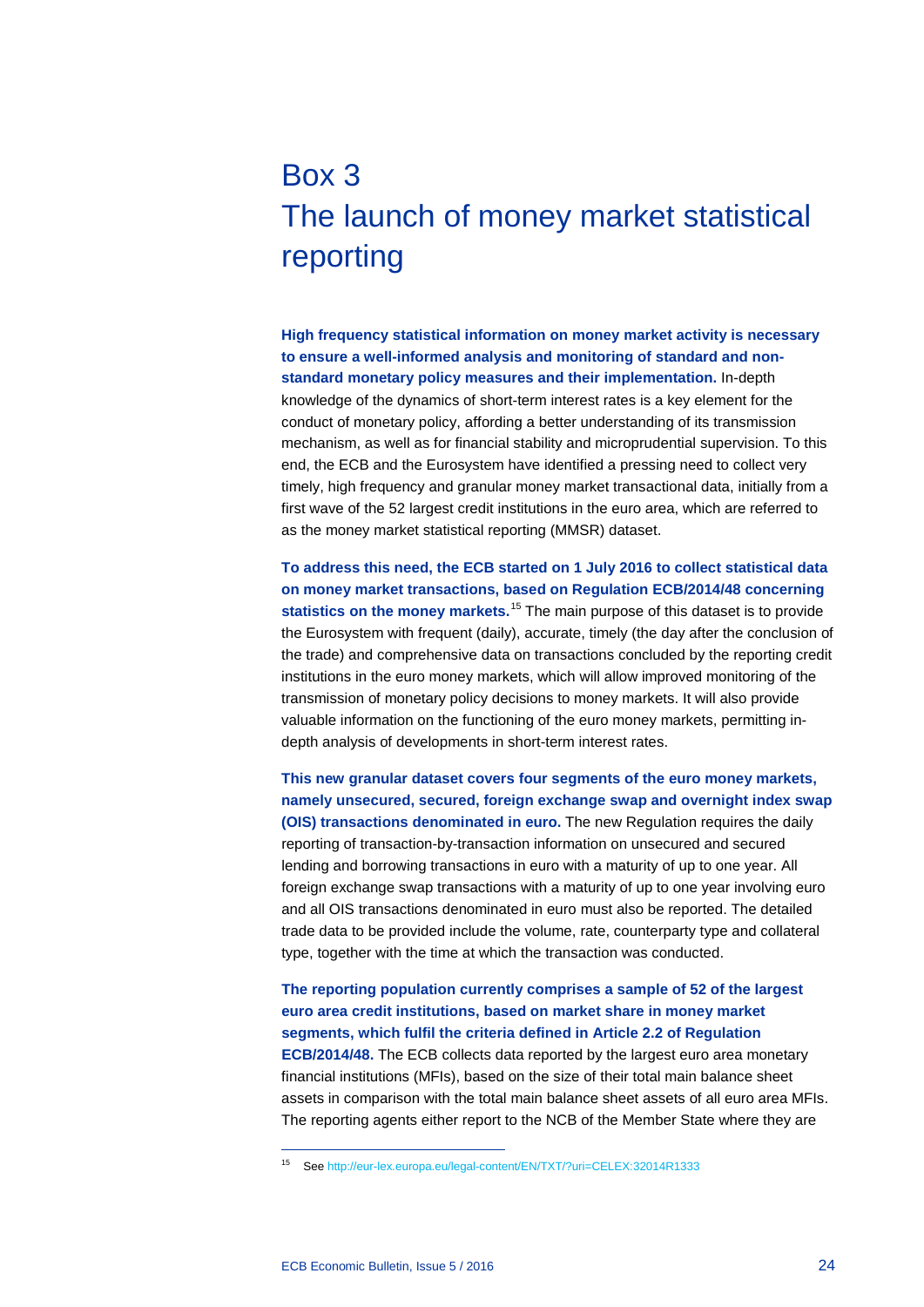# Box 3
# The launch of money market statistical reporting

**High frequency statistical information on money market activity is necessary to ensure a well-informed analysis and monitoring of standard and non-standard monetary policy measures and their implementation.** In-depth knowledge of the dynamics of short-term interest rates is a key element for the conduct of monetary policy, affording a better understanding of its transmission mechanism, as well as for financial stability and microprudential supervision. To this end, the ECB and the Eurosystem have identified a pressing need to collect very timely, high frequency and granular money market transactional data, initially from a first wave of the 52 largest credit institutions in the euro area, which are referred to as the money market statistical reporting (MMSR) dataset.

**To address this need, the ECB started on 1 July 2016 to collect statistical data on money market transactions, based on Regulation ECB/2014/48 concerning statistics on the money markets.**[15] The main purpose of this dataset is to provide the Eurosystem with frequent (daily), accurate, timely (the day after the conclusion of the trade) and comprehensive data on transactions concluded by the reporting credit institutions in the euro money markets, which will allow improved monitoring of the transmission of monetary policy decisions to money markets. It will also provide valuable information on the functioning of the euro money markets, permitting in-depth analysis of developments in short-term interest rates.

**This new granular dataset covers four segments of the euro money markets, namely unsecured, secured, foreign exchange swap and overnight index swap (OIS) transactions denominated in euro.** The new Regulation requires the daily reporting of transaction-by-transaction information on unsecured and secured lending and borrowing transactions in euro with a maturity of up to one year. All foreign exchange swap transactions with a maturity of up to one year involving euro and all OIS transactions denominated in euro must also be reported. The detailed trade data to be provided include the volume, rate, counterparty type and collateral type, together with the time at which the transaction was conducted.

**The reporting population currently comprises a sample of 52 of the largest euro area credit institutions, based on market share in money market segments, which fulfil the criteria defined in Article 2.2 of Regulation ECB/2014/48.** The ECB collects data reported by the largest euro area monetary financial institutions (MFIs), based on the size of their total main balance sheet assets in comparison with the total main balance sheet assets of all euro area MFIs. The reporting agents either report to the NCB of the Member State where they are

---

[15] See http://eur-lex.europa.eu/legal-content/EN/TXT/?uri=CELEX:32014R1333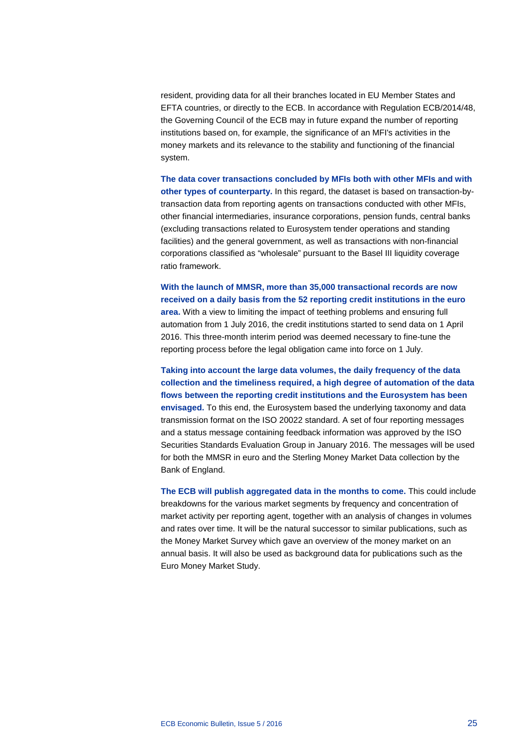resident, providing data for all their branches located in EU Member States and EFTA countries, or directly to the ECB. In accordance with Regulation ECB/2014/48, the Governing Council of the ECB may in future expand the number of reporting institutions based on, for example, the significance of an MFI's activities in the money markets and its relevance to the stability and functioning of the financial system.

**The data cover transactions concluded by MFIs both with other MFIs and with other types of counterparty.** In this regard, the dataset is based on transaction-by-transaction data from reporting agents on transactions conducted with other MFIs, other financial intermediaries, insurance corporations, pension funds, central banks (excluding transactions related to Eurosystem tender operations and standing facilities) and the general government, as well as transactions with non-financial corporations classified as "wholesale" pursuant to the Basel III liquidity coverage ratio framework.

**With the launch of MMSR, more than 35,000 transactional records are now received on a daily basis from the 52 reporting credit institutions in the euro area.** With a view to limiting the impact of teething problems and ensuring full automation from 1 July 2016, the credit institutions started to send data on 1 April 2016. This three-month interim period was deemed necessary to fine-tune the reporting process before the legal obligation came into force on 1 July.

**Taking into account the large data volumes, the daily frequency of the data collection and the timeliness required, a high degree of automation of the data flows between the reporting credit institutions and the Eurosystem has been envisaged.** To this end, the Eurosystem based the underlying taxonomy and data transmission format on the ISO 20022 standard. A set of four reporting messages and a status message containing feedback information was approved by the ISO Securities Standards Evaluation Group in January 2016. The messages will be used for both the MMSR in euro and the Sterling Money Market Data collection by the Bank of England.

**The ECB will publish aggregated data in the months to come.** This could include breakdowns for the various market segments by frequency and concentration of market activity per reporting agent, together with an analysis of changes in volumes and rates over time. It will be the natural successor to similar publications, such as the Money Market Survey which gave an overview of the money market on an annual basis. It will also be used as background data for publications such as the Euro Money Market Study.